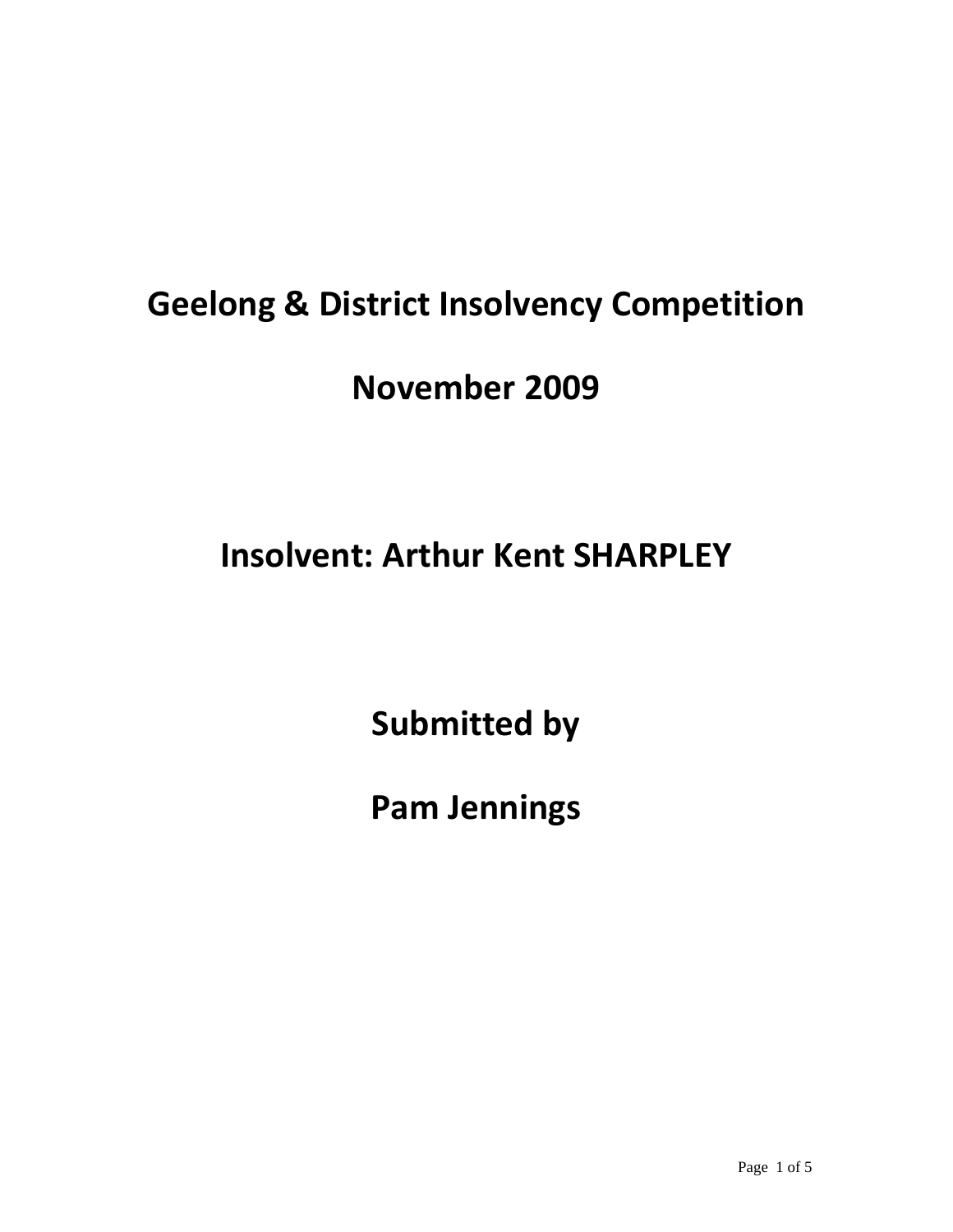# Geelong & District Insolvency Competition

# November 2009

# Insolvent: Arthur Kent SHARPLEY

# Submitted by

# Pam Jennings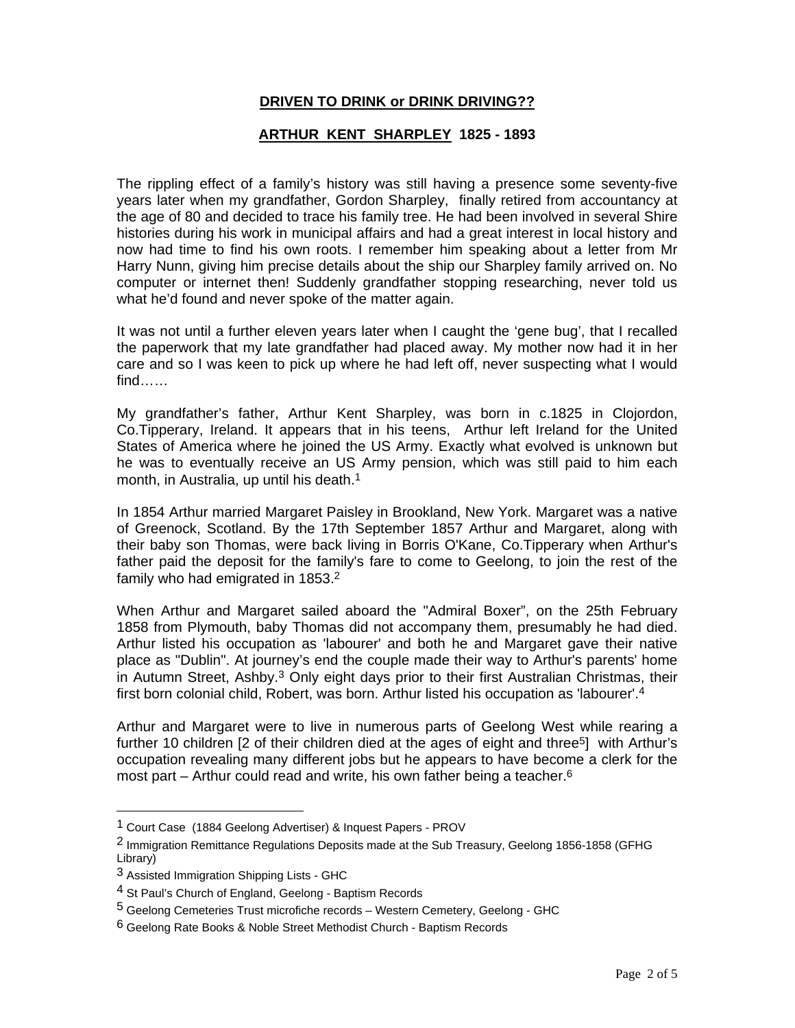# DRIVEN TO DRINK or DRINK DRIVING??

## ARTHUR KENT SHARPLEY 1825 - 1893

The rippling effect of a family's history was still having a presence some seventy-five years later when my grandfather, Gordon Sharpley, finally retired from accountancy at the age of 80 and decided to trace his family tree. He had been involved in several Shire histories during his work in municipal affairs and had a great interest in local history and now had time to find his own roots. I remember him speaking about a letter from Mr Harry Nunn, giving him precise details about the ship our Sharpley family arrived on. No computer or internet then! Suddenly grandfather stopping researching, never told us what he'd found and never spoke of the matter again.

It was not until a further eleven years later when I caught the 'gene bug', that I recalled the paperwork that my late grandfather had placed away. My mother now had it in her care and so I was keen to pick up where he had left off, never suspecting what I would find……

My grandfather's father, Arthur Kent Sharpley, was born in c.1825 in Clojordon, Co.Tipperary, Ireland. It appears that in his teens, Arthur left Ireland for the United States of America where he joined the US Army. Exactly what evolved is unknown but he was to eventually receive an US Army pension, which was still paid to him each month, in Australia, up until his death.[1]

In 1854 Arthur married Margaret Paisley in Brookland, New York. Margaret was a native of Greenock, Scotland. By the 17th September 1857 Arthur and Margaret, along with their baby son Thomas, were back living in Borris O'Kane, Co.Tipperary when Arthur's father paid the deposit for the family's fare to come to Geelong, to join the rest of the family who had emigrated in 1853.[2]

When Arthur and Margaret sailed aboard the "Admiral Boxer", on the 25th February 1858 from Plymouth, baby Thomas did not accompany them, presumably he had died. Arthur listed his occupation as 'labourer' and both he and Margaret gave their native place as "Dublin". At journey's end the couple made their way to Arthur's parents' home in Autumn Street, Ashby.[3] Only eight days prior to their first Australian Christmas, their first born colonial child, Robert, was born. Arthur listed his occupation as 'labourer'.[4]

Arthur and Margaret were to live in numerous parts of Geelong West while rearing a further 10 children [2 of their children died at the ages of eight and three[5]] with Arthur's occupation revealing many different jobs but he appears to have become a clerk for the most part – Arthur could read and write, his own father being a teacher.[6]

---

[1] Court Case (1884 Geelong Advertiser) & Inquest Papers - PROV

[2] Immigration Remittance Regulations Deposits made at the Sub Treasury, Geelong 1856-1858 (GFHG Library)

[3] Assisted Immigration Shipping Lists - GHC

[4] St Paul's Church of England, Geelong - Baptism Records

[5] Geelong Cemeteries Trust microfiche records – Western Cemetery, Geelong - GHC

[6] Geelong Rate Books & Noble Street Methodist Church - Baptism Records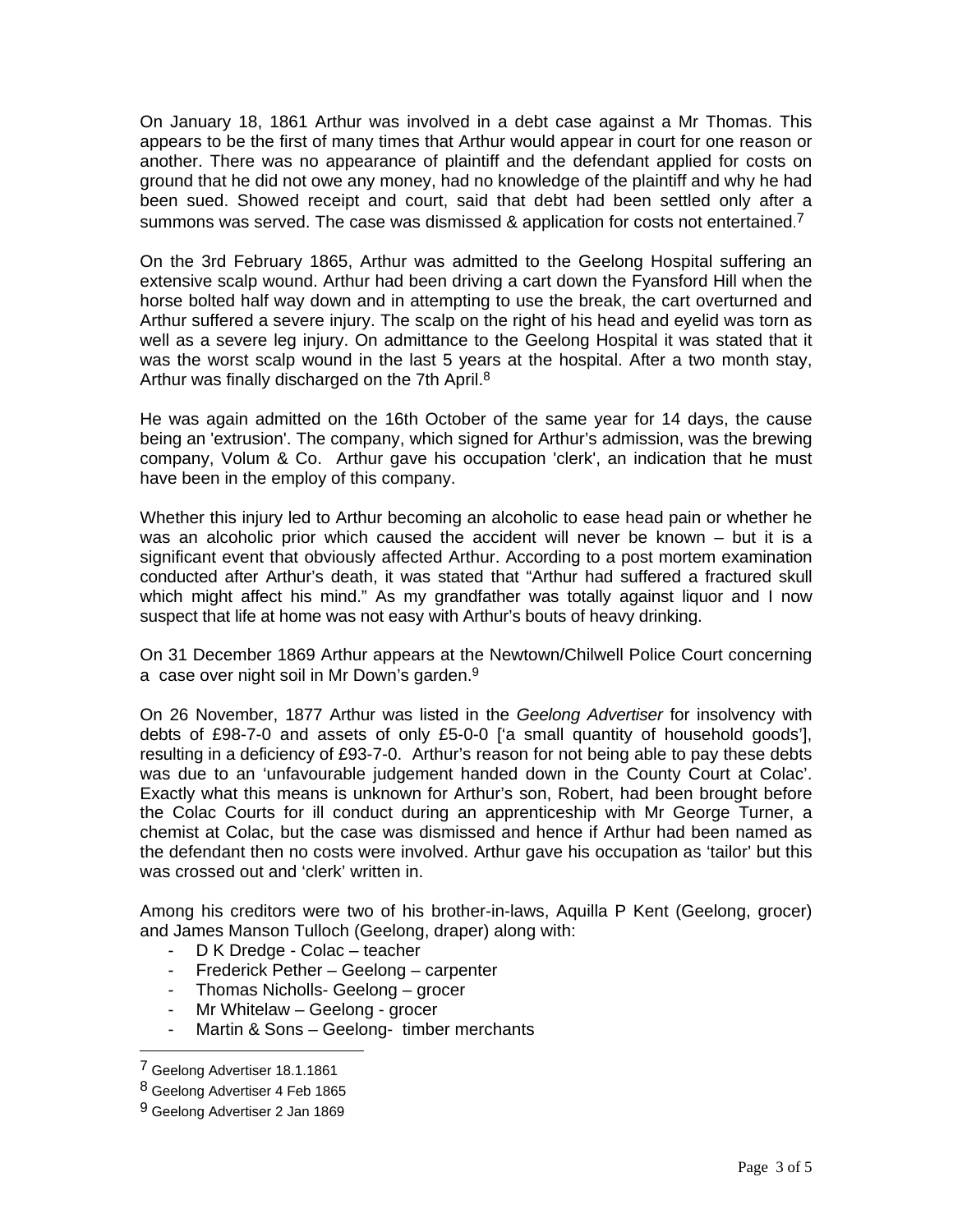On January 18, 1861 Arthur was involved in a debt case against a Mr Thomas. This appears to be the first of many times that Arthur would appear in court for one reason or another. There was no appearance of plaintiff and the defendant applied for costs on ground that he did not owe any money, had no knowledge of the plaintiff and why he had been sued. Showed receipt and court, said that debt had been settled only after a summons was served. The case was dismissed & application for costs not entertained.[7]

On the 3rd February 1865, Arthur was admitted to the Geelong Hospital suffering an extensive scalp wound. Arthur had been driving a cart down the Fyansford Hill when the horse bolted half way down and in attempting to use the break, the cart overturned and Arthur suffered a severe injury. The scalp on the right of his head and eyelid was torn as well as a severe leg injury. On admittance to the Geelong Hospital it was stated that it was the worst scalp wound in the last 5 years at the hospital. After a two month stay, Arthur was finally discharged on the 7th April.[8]

He was again admitted on the 16th October of the same year for 14 days, the cause being an 'extrusion'. The company, which signed for Arthur's admission, was the brewing company, Volum & Co. Arthur gave his occupation 'clerk', an indication that he must have been in the employ of this company.

Whether this injury led to Arthur becoming an alcoholic to ease head pain or whether he was an alcoholic prior which caused the accident will never be known – but it is a significant event that obviously affected Arthur. According to a post mortem examination conducted after Arthur's death, it was stated that "Arthur had suffered a fractured skull which might affect his mind." As my grandfather was totally against liquor and I now suspect that life at home was not easy with Arthur's bouts of heavy drinking.

On 31 December 1869 Arthur appears at the Newtown/Chilwell Police Court concerning a case over night soil in Mr Down's garden.[9]

On 26 November, 1877 Arthur was listed in the *Geelong Advertiser* for insolvency with debts of £98-7-0 and assets of only £5-0-0 ['a small quantity of household goods'], resulting in a deficiency of £93-7-0. Arthur's reason for not being able to pay these debts was due to an 'unfavourable judgement handed down in the County Court at Colac'. Exactly what this means is unknown for Arthur's son, Robert, had been brought before the Colac Courts for ill conduct during an apprenticeship with Mr George Turner, a chemist at Colac, but the case was dismissed and hence if Arthur had been named as the defendant then no costs were involved. Arthur gave his occupation as 'tailor' but this was crossed out and 'clerk' written in.

Among his creditors were two of his brother-in-laws, Aquilla P Kent (Geelong, grocer) and James Manson Tulloch (Geelong, draper) along with:

- D K Dredge - Colac – teacher
- Frederick Pether – Geelong – carpenter
- Thomas Nicholls- Geelong – grocer
- Mr Whitelaw – Geelong - grocer
- Martin & Sons – Geelong- timber merchants

[7] Geelong Advertiser 18.1.1861

[8] Geelong Advertiser 4 Feb 1865

[9] Geelong Advertiser 2 Jan 1869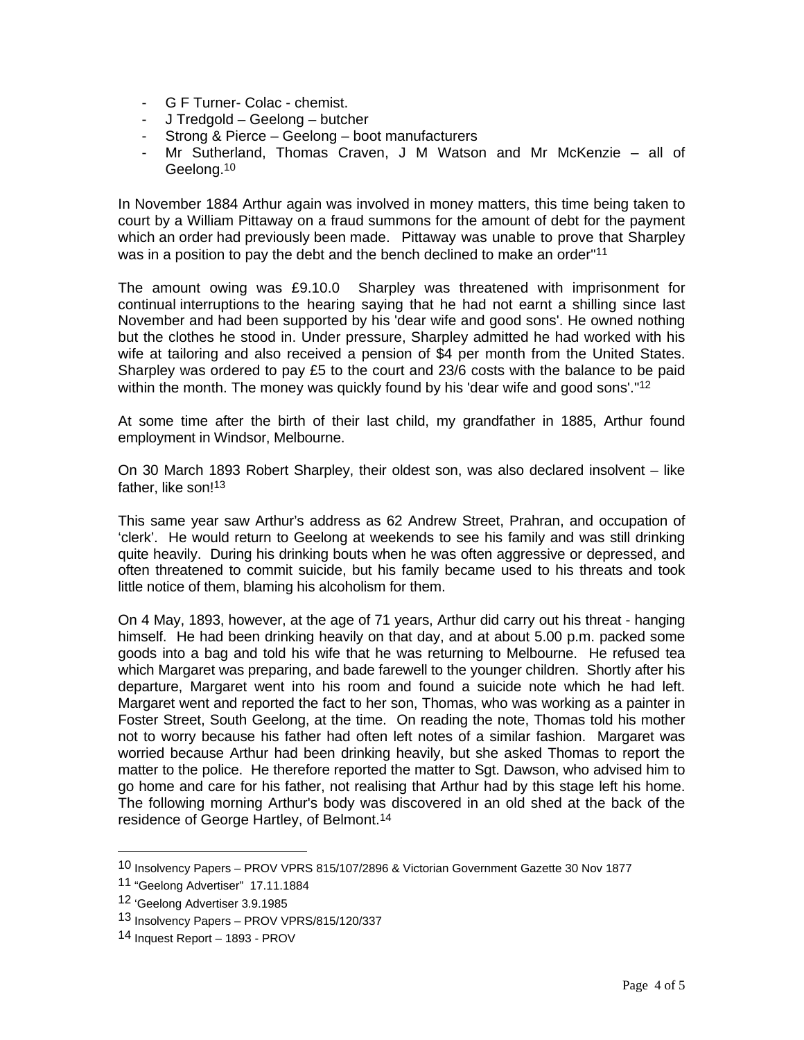- G F Turner- Colac - chemist.
- J Tredgold – Geelong – butcher
- Strong & Pierce – Geelong – boot manufacturers
- Mr Sutherland, Thomas Craven, J M Watson and Mr McKenzie – all of Geelong.[10]

In November 1884 Arthur again was involved in money matters, this time being taken to court by a William Pittaway on a fraud summons for the amount of debt for the payment which an order had previously been made. Pittaway was unable to prove that Sharpley was in a position to pay the debt and the bench declined to make an order"[11]

The amount owing was £9.10.0 Sharpley was threatened with imprisonment for continual interruptions to the hearing saying that he had not earnt a shilling since last November and had been supported by his 'dear wife and good sons'. He owned nothing but the clothes he stood in. Under pressure, Sharpley admitted he had worked with his wife at tailoring and also received a pension of $4 per month from the United States. Sharpley was ordered to pay £5 to the court and 23/6 costs with the balance to be paid within the month. The money was quickly found by his 'dear wife and good sons'."[12]

At some time after the birth of their last child, my grandfather in 1885, Arthur found employment in Windsor, Melbourne.

On 30 March 1893 Robert Sharpley, their oldest son, was also declared insolvent – like father, like son![13]

This same year saw Arthur's address as 62 Andrew Street, Prahran, and occupation of 'clerk'. He would return to Geelong at weekends to see his family and was still drinking quite heavily. During his drinking bouts when he was often aggressive or depressed, and often threatened to commit suicide, but his family became used to his threats and took little notice of them, blaming his alcoholism for them.

On 4 May, 1893, however, at the age of 71 years, Arthur did carry out his threat - hanging himself. He had been drinking heavily on that day, and at about 5.00 p.m. packed some goods into a bag and told his wife that he was returning to Melbourne. He refused tea which Margaret was preparing, and bade farewell to the younger children. Shortly after his departure, Margaret went into his room and found a suicide note which he had left. Margaret went and reported the fact to her son, Thomas, who was working as a painter in Foster Street, South Geelong, at the time. On reading the note, Thomas told his mother not to worry because his father had often left notes of a similar fashion. Margaret was worried because Arthur had been drinking heavily, but she asked Thomas to report the matter to the police. He therefore reported the matter to Sgt. Dawson, who advised him to go home and care for his father, not realising that Arthur had by this stage left his home. The following morning Arthur's body was discovered in an old shed at the back of the residence of George Hartley, of Belmont.[14]

---

[10] Insolvency Papers – PROV VPRS 815/107/2896 & Victorian Government Gazette 30 Nov 1877

[11] "Geelong Advertiser" 17.11.1884

[12] 'Geelong Advertiser 3.9.1985

[13] Insolvency Papers – PROV VPRS/815/120/337

[14] Inquest Report – 1893 - PROV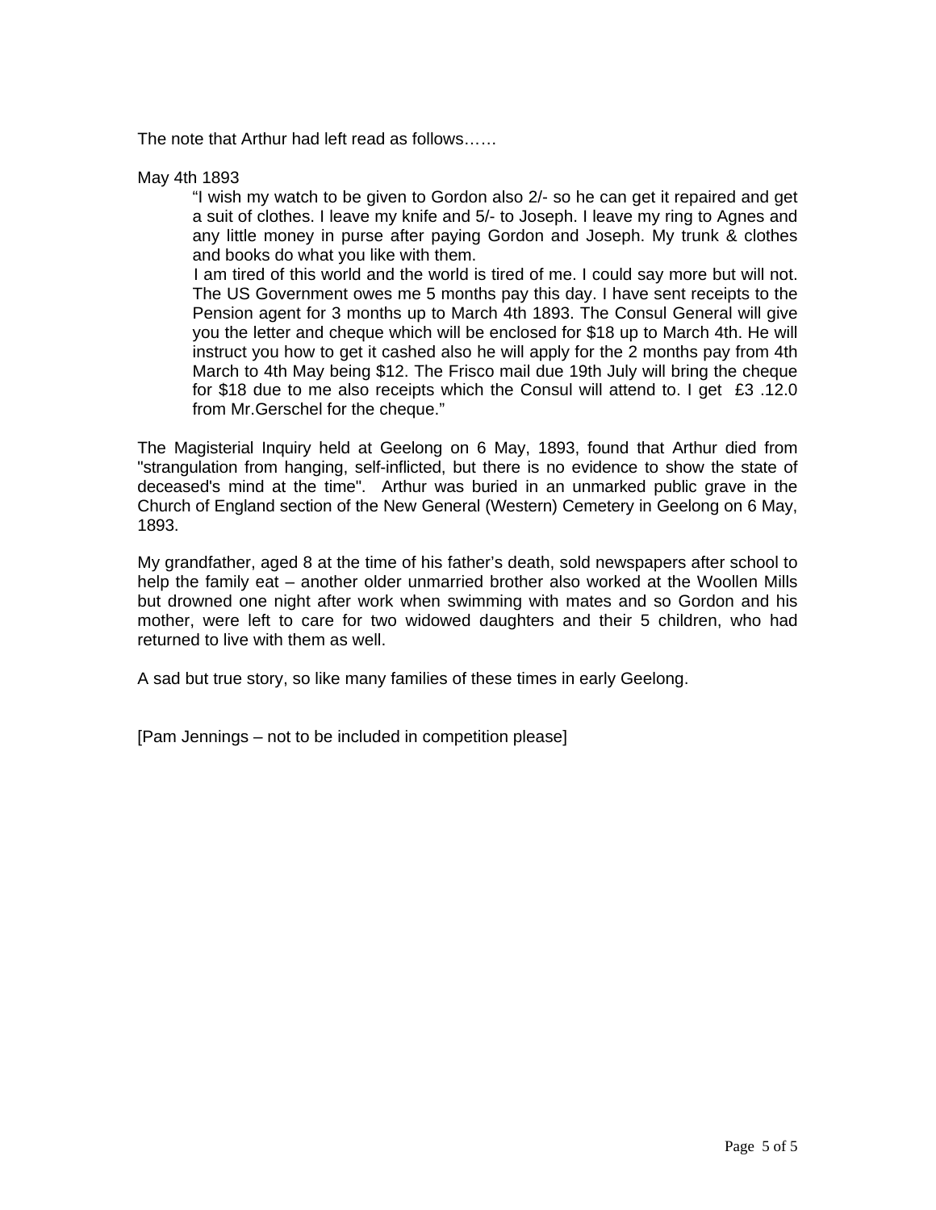The note that Arthur had left read as follows……

May 4th 1893

> "I wish my watch to be given to Gordon also 2/- so he can get it repaired and get a suit of clothes. I leave my knife and 5/- to Joseph. I leave my ring to Agnes and any little money in purse after paying Gordon and Joseph. My trunk & clothes and books do what you like with them.
>
> I am tired of this world and the world is tired of me. I could say more but will not. The US Government owes me 5 months pay this day. I have sent receipts to the Pension agent for 3 months up to March 4th 1893. The Consul General will give you the letter and cheque which will be enclosed for $18 up to March 4th. He will instruct you how to get it cashed also he will apply for the 2 months pay from 4th March to 4th May being $12. The Frisco mail due 19th July will bring the cheque for $18 due to me also receipts which the Consul will attend to. I get £3 .12.0 from Mr.Gerschel for the cheque."

The Magisterial Inquiry held at Geelong on 6 May, 1893, found that Arthur died from "strangulation from hanging, self-inflicted, but there is no evidence to show the state of deceased's mind at the time". Arthur was buried in an unmarked public grave in the Church of England section of the New General (Western) Cemetery in Geelong on 6 May, 1893.

My grandfather, aged 8 at the time of his father's death, sold newspapers after school to help the family eat – another older unmarried brother also worked at the Woollen Mills but drowned one night after work when swimming with mates and so Gordon and his mother, were left to care for two widowed daughters and their 5 children, who had returned to live with them as well.

A sad but true story, so like many families of these times in early Geelong.

[Pam Jennings – not to be included in competition please]